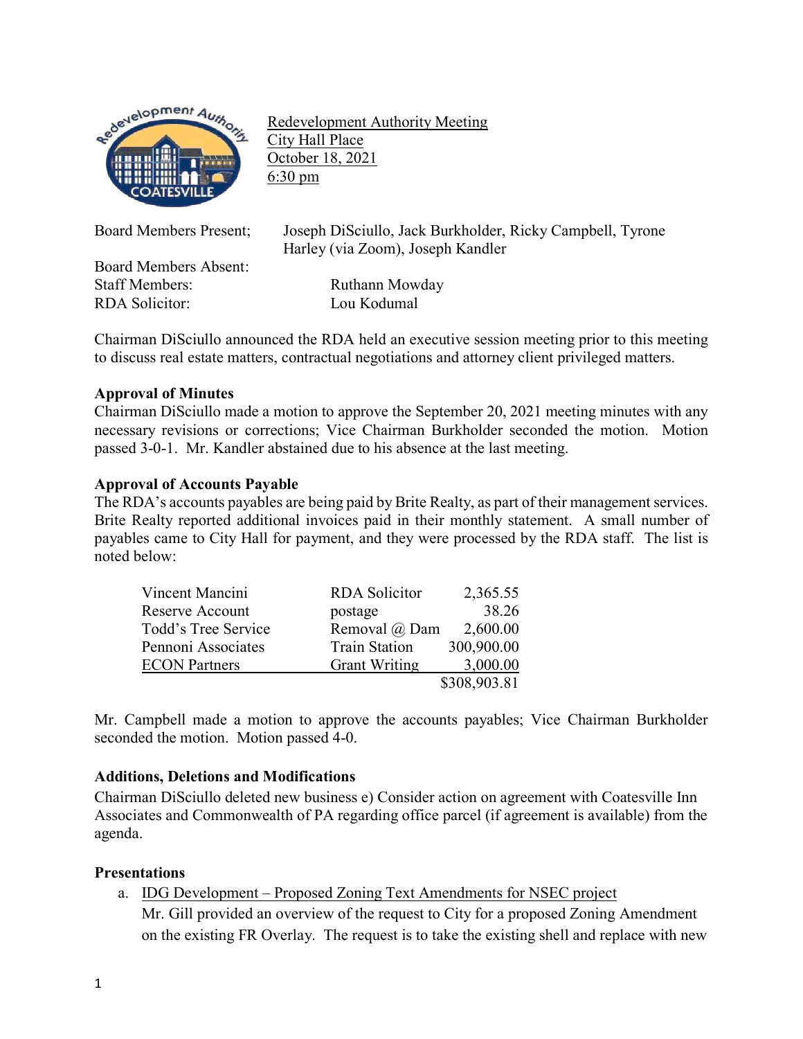Redevelopment Authority Meeting
City Hall Place
October 18, 2021
6:30 pm

Board Members Present; Joseph DiSciullo, Jack Burkholder, Ricky Campbell, Tyrone Harley (via Zoom), Joseph Kandler

Board Members Absent:
Staff Members: Ruthann Mowday
RDA Solicitor: Lou Kodumal

Chairman DiSciullo announced the RDA held an executive session meeting prior to this meeting to discuss real estate matters, contractual negotiations and attorney client privileged matters.

**Approval of Minutes**

Chairman DiSciullo made a motion to approve the September 20, 2021 meeting minutes with any necessary revisions or corrections; Vice Chairman Burkholder seconded the motion. Motion passed 3-0-1. Mr. Kandler abstained due to his absence at the last meeting.

**Approval of Accounts Payable**

The RDA's accounts payables are being paid by Brite Realty, as part of their management services. Brite Realty reported additional invoices paid in their monthly statement. A small number of payables came to City Hall for payment, and they were processed by the RDA staff. The list is noted below:

| | | |
|---|---|---|
| Vincent Mancini | RDA Solicitor | 2,365.55 |
| Reserve Account | postage | 38.26 |
| Todd's Tree Service | Removal @ Dam | 2,600.00 |
| Pennoni Associates | Train Station | 300,900.00 |
| ECON Partners | Grant Writing | 3,000.00 |
| | | $308,903.81 |

Mr. Campbell made a motion to approve the accounts payables; Vice Chairman Burkholder seconded the motion. Motion passed 4-0.

**Additions, Deletions and Modifications**

Chairman DiSciullo deleted new business e) Consider action on agreement with Coatesville Inn Associates and Commonwealth of PA regarding office parcel (if agreement is available) from the agenda.

**Presentations**

a. IDG Development – Proposed Zoning Text Amendments for NSEC project
   Mr. Gill provided an overview of the request to City for a proposed Zoning Amendment on the existing FR Overlay. The request is to take the existing shell and replace with new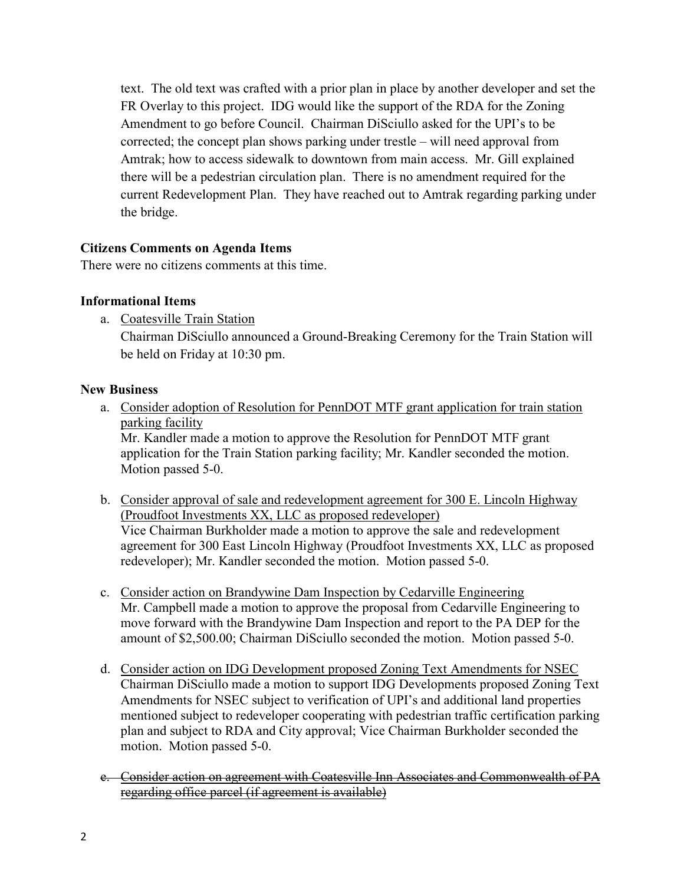text. The old text was crafted with a prior plan in place by another developer and set the FR Overlay to this project. IDG would like the support of the RDA for the Zoning Amendment to go before Council. Chairman DiSciullo asked for the UPI's to be corrected; the concept plan shows parking under trestle – will need approval from Amtrak; how to access sidewalk to downtown from main access. Mr. Gill explained there will be a pedestrian circulation plan. There is no amendment required for the current Redevelopment Plan. They have reached out to Amtrak regarding parking under the bridge.

**Citizens Comments on Agenda Items**

There were no citizens comments at this time.

**Informational Items**

a. Coatesville Train Station
   Chairman DiSciullo announced a Ground-Breaking Ceremony for the Train Station will be held on Friday at 10:30 pm.

**New Business**

a. Consider adoption of Resolution for PennDOT MTF grant application for train station parking facility
   Mr. Kandler made a motion to approve the Resolution for PennDOT MTF grant application for the Train Station parking facility; Mr. Kandler seconded the motion. Motion passed 5-0.

b. Consider approval of sale and redevelopment agreement for 300 E. Lincoln Highway (Proudfoot Investments XX, LLC as proposed redeveloper)
   Vice Chairman Burkholder made a motion to approve the sale and redevelopment agreement for 300 East Lincoln Highway (Proudfoot Investments XX, LLC as proposed redeveloper); Mr. Kandler seconded the motion. Motion passed 5-0.

c. Consider action on Brandywine Dam Inspection by Cedarville Engineering
   Mr. Campbell made a motion to approve the proposal from Cedarville Engineering to move forward with the Brandywine Dam Inspection and report to the PA DEP for the amount of $2,500.00; Chairman DiSciullo seconded the motion. Motion passed 5-0.

d. Consider action on IDG Development proposed Zoning Text Amendments for NSEC
   Chairman DiSciullo made a motion to support IDG Developments proposed Zoning Text Amendments for NSEC subject to verification of UPI's and additional land properties mentioned subject to redeveloper cooperating with pedestrian traffic certification parking plan and subject to RDA and City approval; Vice Chairman Burkholder seconded the motion. Motion passed 5-0.

e. ~~Consider action on agreement with Coatesville Inn Associates and Commonwealth of PA regarding office parcel (if agreement is available)~~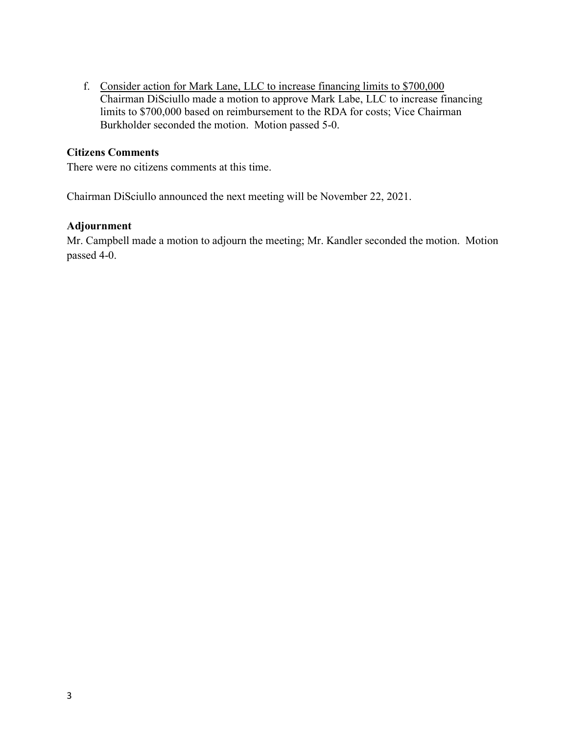f. Consider action for Mark Lane, LLC to increase financing limits to $700,000
   Chairman DiSciullo made a motion to approve Mark Labe, LLC to increase financing limits to $700,000 based on reimbursement to the RDA for costs; Vice Chairman Burkholder seconded the motion. Motion passed 5-0.

**Citizens Comments**

There were no citizens comments at this time.

Chairman DiSciullo announced the next meeting will be November 22, 2021.

**Adjournment**

Mr. Campbell made a motion to adjourn the meeting; Mr. Kandler seconded the motion. Motion passed 4-0.